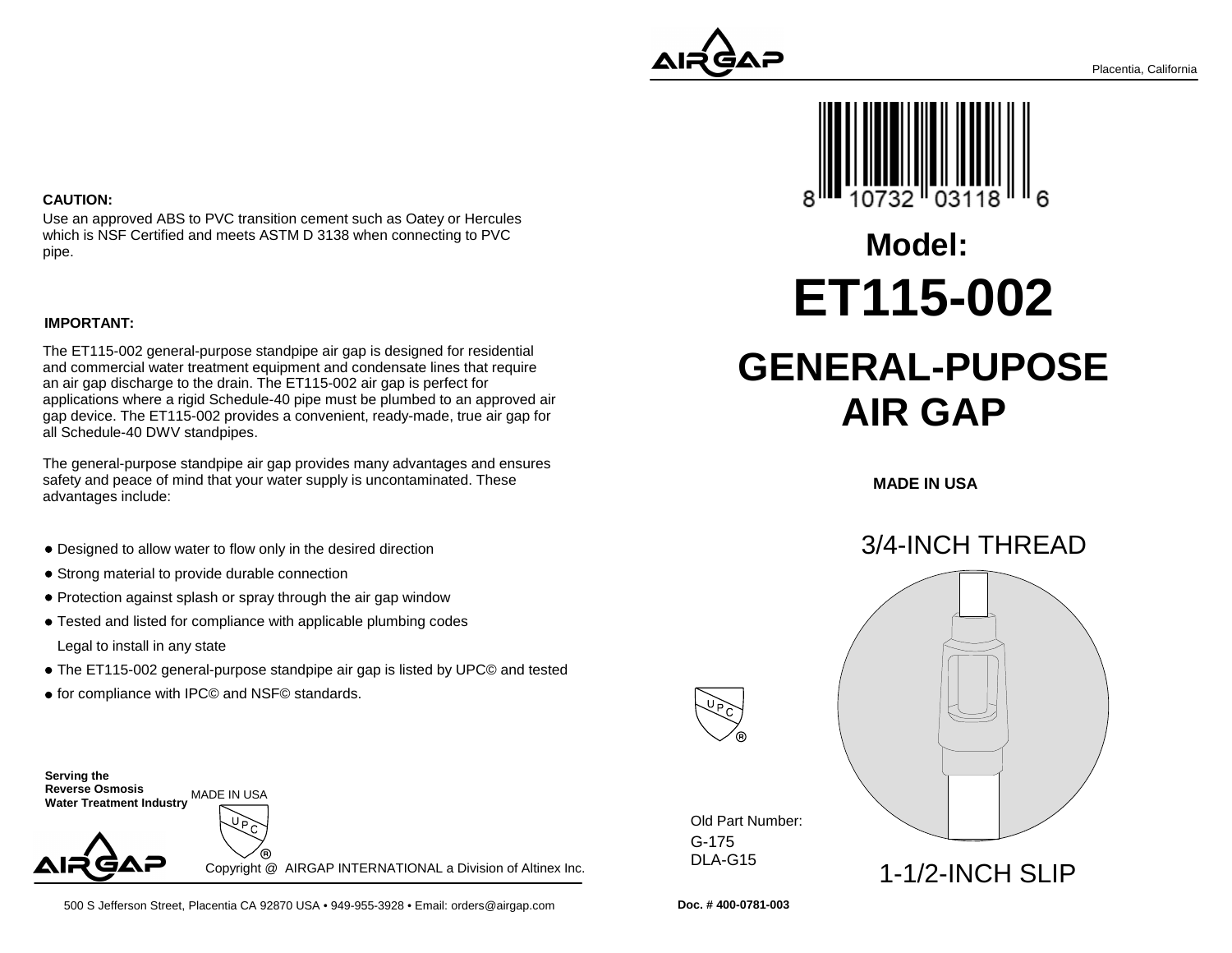**CAUTION:**

Use an approved ABS to PVC transition cement such as Oatey or Hercules which is NSF Certified and meets ASTM D 3138 when connecting to PVC pipe.

**IMPORTANT:**

The ET115-002 general-purpose standpipe air gap is designed for residential and commercial water treatment equipment and condensate lines that require an air gap discharge to the drain. The ET115-002 air gap is perfect for applications where a rigid Schedule-40 pipe must be plumbed to an approved air gap device. The ET115-002 provides a convenient, ready-made, true air gap for all Schedule-40 DWV standpipes.

The general-purpose standpipe air gap provides many advantages and ensures safety and peace of mind that your water supply is uncontaminated. These advantages include:

- Designed to allow water to flow only in the desired direction
- Strong material to provide durable connection
- Protection against splash or spray through the air gap window
- Tested and listed for compliance with applicable plumbing codes
  Legal to install in any state
- The ET115-002 general-purpose standpipe air gap is listed by UPC© and tested
- for compliance with IPC© and NSF© standards.

**Serving the Reverse Osmosis Water Treatment Industry**

MADE IN USA

UPC ®

AIRGAP

Copyright @ AIRGAP INTERNATIONAL a Division of Altinex Inc.

500 S Jefferson Street, Placentia CA 92870 USA • 949-955-3928 • Email: orders@airgap.com

AIRGAP

Placentia, California

8 10732 03118 6

# Model:

# ET115-002

# GENERAL-PUPOSE AIR GAP

**MADE IN USA**

3/4-INCH THREAD

UPC ®

Old Part Number:

G-175

DLA-G15

1-1/2-INCH SLIP

**Doc. # 400-0781-003**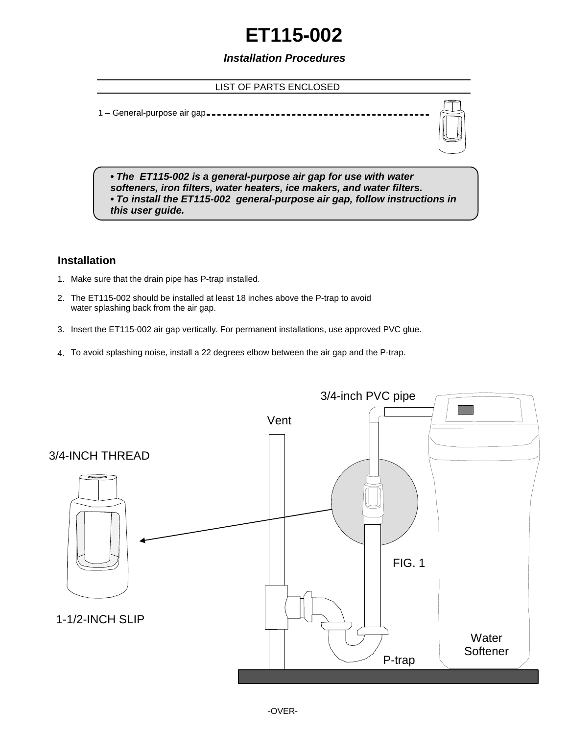# ET115-002

***Installation Procedures***

LIST OF PARTS ENCLOSED

1 – General-purpose air gap

***• The ET115-002 is a general-purpose air gap for use with water softeners, iron filters, water heaters, ice makers, and water filters.***
***• To install the ET115-002 general-purpose air gap, follow instructions in this user guide.***

## Installation

1. Make sure that the drain pipe has P-trap installed.
2. The ET115-002 should be installed at least 18 inches above the P-trap to avoid water splashing back from the air gap.
3. Insert the ET115-002 air gap vertically. For permanent installations, use approved PVC glue.
4. To avoid splashing noise, install a 22 degrees elbow between the air gap and the P-trap.

3/4-inch PVC pipe

Vent

3/4-INCH THREAD

FIG. 1

1-1/2-INCH SLIP

Water Softener

P-trap

-OVER-